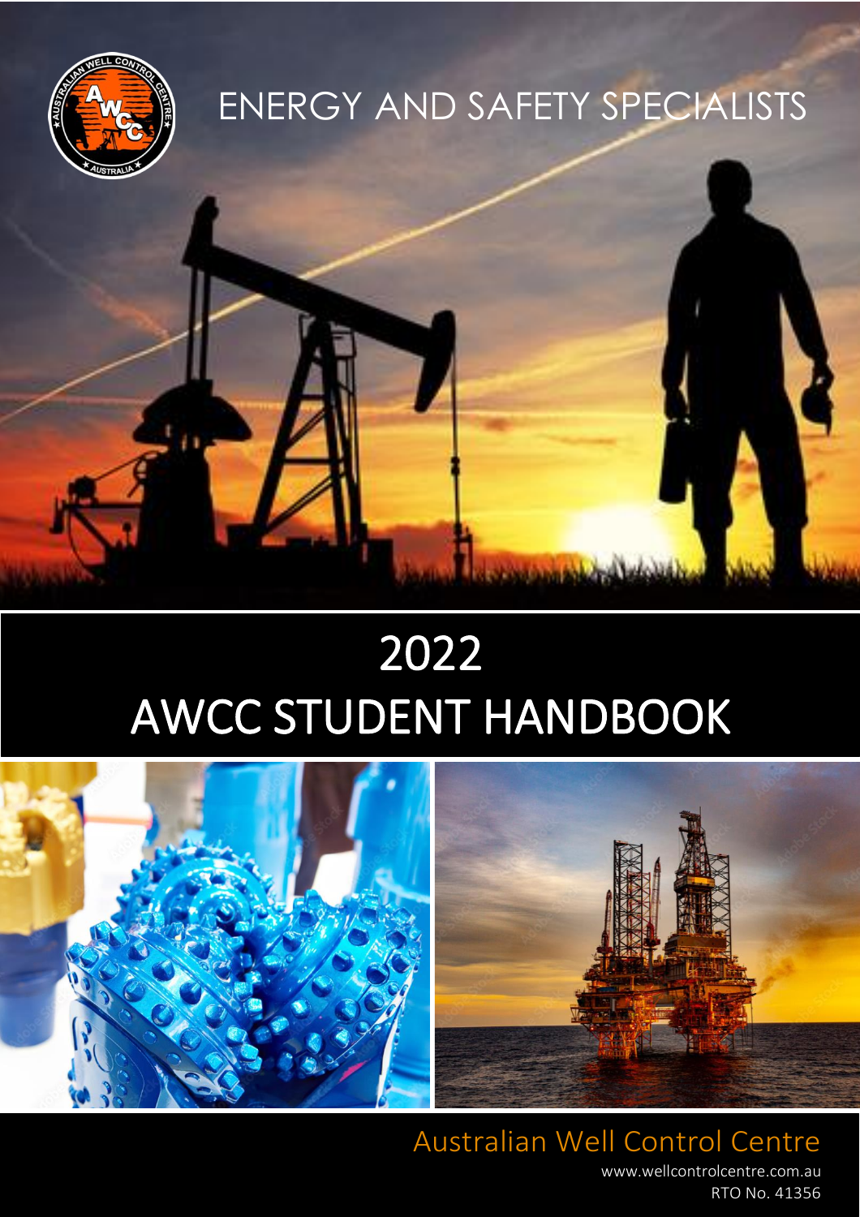ENERGY AND SAFETY SPECIALISTS

# 2022
# AWCC STUDENT HANDBOOK

Australian Well Control Centre

www.wellcontrolcentre.com.au

RTO No. 41356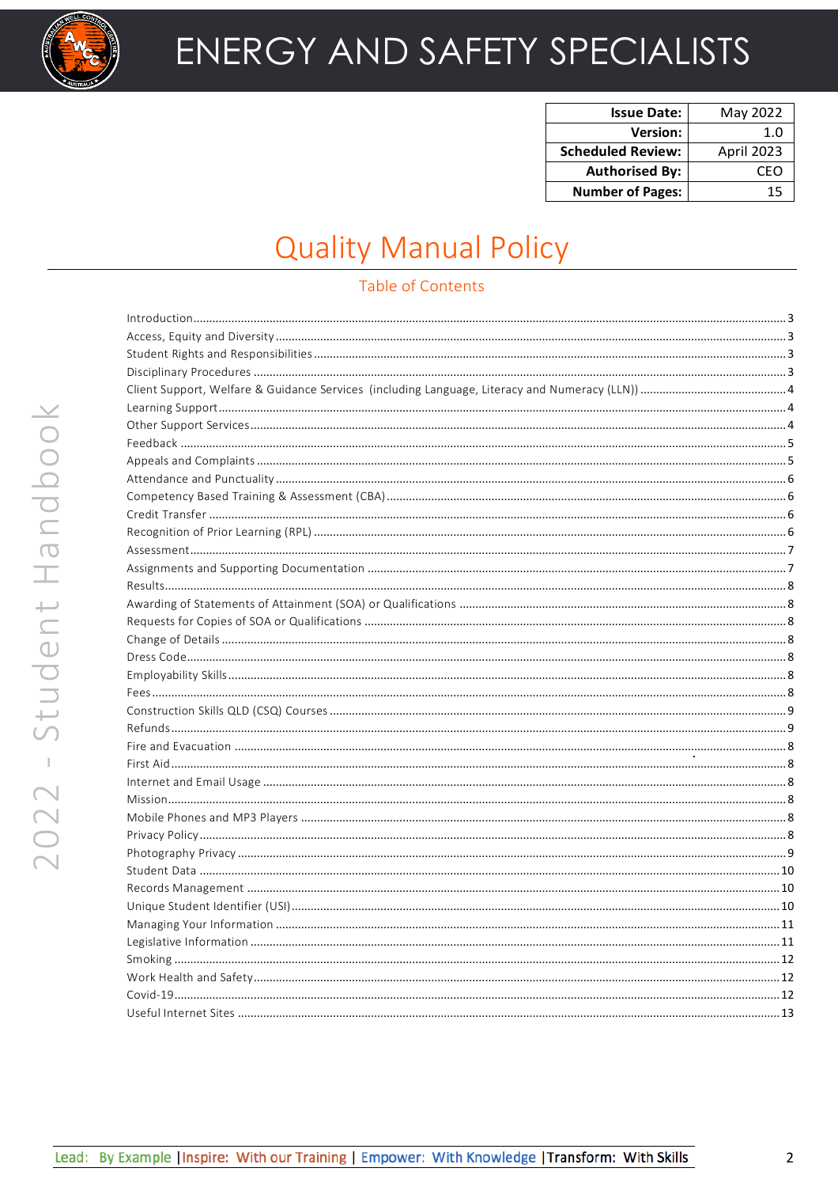| Issue Date: | May 2022 |
|---|---|
| Version: | 1.0 |
| Scheduled Review: | April 2023 |
| Authorised By: | CEO |
| Number of Pages: | 15 |

# Quality Manual Policy

## Table of Contents

Introduction......3
Access, Equity and Diversity......3
Student Rights and Responsibilities......3
Disciplinary Procedures......3
Client Support, Welfare & Guidance Services (including Language, Literacy and Numeracy (LLN))......4
Learning Support......4
Other Support Services......4
Feedback......5
Appeals and Complaints......5
Attendance and Punctuality......6
Competency Based Training & Assessment (CBA)......6
Credit Transfer......6
Recognition of Prior Learning (RPL)......6
Assessment......7
Assignments and Supporting Documentation......7
Results......8
Awarding of Statements of Attainment (SOA) or Qualifications......8
Requests for Copies of SOA or Qualifications......8
Change of Details......8
Dress Code......8
Employability Skills......8
Fees......8
Construction Skills QLD (CSQ) Courses......9
Refunds......9
Fire and Evacuation......8
First Aid......8
Internet and Email Usage......8
Mission......8
Mobile Phones and MP3 Players......8
Privacy Policy......8
Photography Privacy......9
Student Data......10
Records Management......10
Unique Student Identifier (USI)......10
Managing Your Information......11
Legislative Information......11
Smoking......12
Work Health and Safety......12
Covid-19......12
Useful Internet Sites......13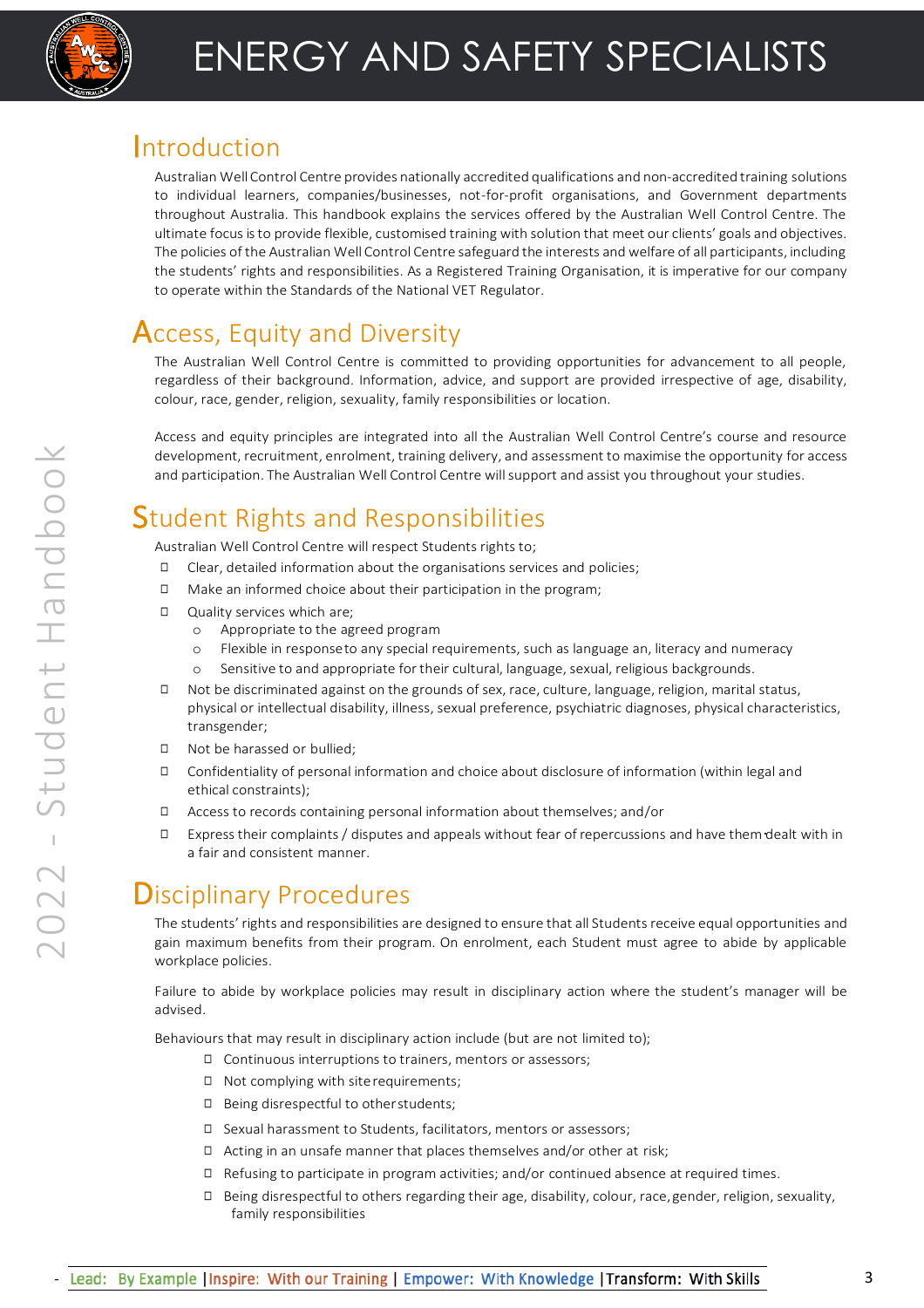# Introduction

Australian Well Control Centre provides nationally accredited qualifications and non-accredited training solutions to individual learners, companies/businesses, not-for-profit organisations, and Government departments throughout Australia. This handbook explains the services offered by the Australian Well Control Centre. The ultimate focus is to provide flexible, customised training with solution that meet our clients' goals and objectives. The policies of the Australian Well Control Centre safeguard the interests and welfare of all participants, including the students' rights and responsibilities. As a Registered Training Organisation, it is imperative for our company to operate within the Standards of the National VET Regulator.

# Access, Equity and Diversity

The Australian Well Control Centre is committed to providing opportunities for advancement to all people, regardless of their background. Information, advice, and support are provided irrespective of age, disability, colour, race, gender, religion, sexuality, family responsibilities or location.

Access and equity principles are integrated into all the Australian Well Control Centre's course and resource development, recruitment, enrolment, training delivery, and assessment to maximise the opportunity for access and participation. The Australian Well Control Centre will support and assist you throughout your studies.

# Student Rights and Responsibilities

Australian Well Control Centre will respect Students rights to;

- Clear, detailed information about the organisations services and policies;
- Make an informed choice about their participation in the program;
- Quality services which are;
  - Appropriate to the agreed program
  - Flexible in response to any special requirements, such as language an, literacy and numeracy
  - Sensitive to and appropriate for their cultural, language, sexual, religious backgrounds.
- Not be discriminated against on the grounds of sex, race, culture, language, religion, marital status, physical or intellectual disability, illness, sexual preference, psychiatric diagnoses, physical characteristics, transgender;
- Not be harassed or bullied;
- Confidentiality of personal information and choice about disclosure of information (within legal and ethical constraints);
- Access to records containing personal information about themselves; and/or
- Express their complaints / disputes and appeals without fear of repercussions and have them dealt with in a fair and consistent manner.

# Disciplinary Procedures

The students' rights and responsibilities are designed to ensure that all Students receive equal opportunities and gain maximum benefits from their program. On enrolment, each Student must agree to abide by applicable workplace policies.

Failure to abide by workplace policies may result in disciplinary action where the student's manager will be advised.

Behaviours that may result in disciplinary action include (but are not limited to);

- Continuous interruptions to trainers, mentors or assessors;
- Not complying with site requirements;
- Being disrespectful to other students;
- Sexual harassment to Students, facilitators, mentors or assessors;
- Acting in an unsafe manner that places themselves and/or other at risk;
- Refusing to participate in program activities; and/or continued absence at required times.
- Being disrespectful to others regarding their age, disability, colour, race, gender, religion, sexuality, family responsibilities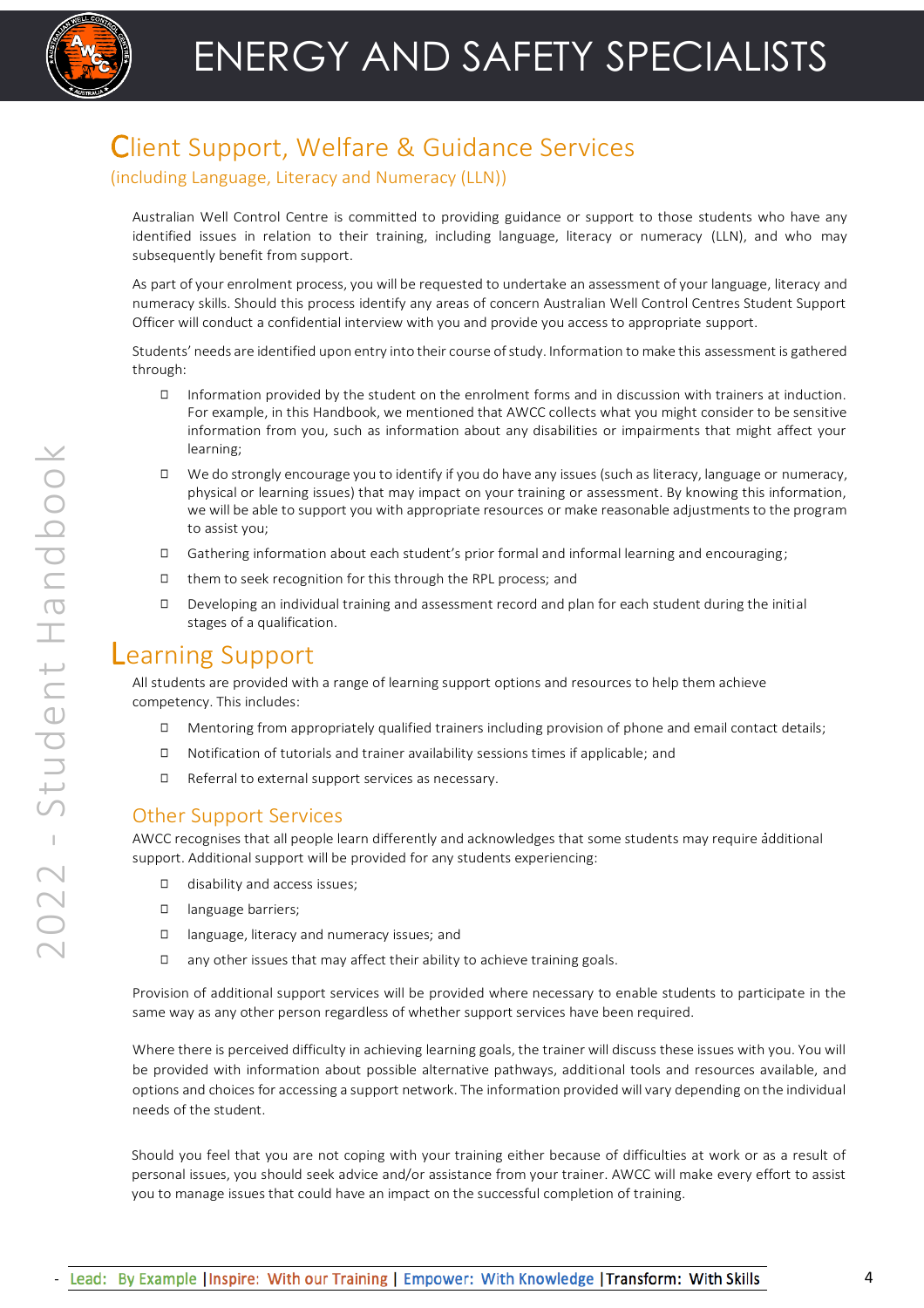# Client Support, Welfare & Guidance Services

(including Language, Literacy and Numeracy (LLN))

Australian Well Control Centre is committed to providing guidance or support to those students who have any identified issues in relation to their training, including language, literacy or numeracy (LLN), and who may subsequently benefit from support.

As part of your enrolment process, you will be requested to undertake an assessment of your language, literacy and numeracy skills. Should this process identify any areas of concern Australian Well Control Centres Student Support Officer will conduct a confidential interview with you and provide you access to appropriate support.

Students' needs are identified upon entry into their course of study. Information to make this assessment is gathered through:

- Information provided by the student on the enrolment forms and in discussion with trainers at induction. For example, in this Handbook, we mentioned that AWCC collects what you might consider to be sensitive information from you, such as information about any disabilities or impairments that might affect your learning;
- We do strongly encourage you to identify if you do have any issues (such as literacy, language or numeracy, physical or learning issues) that may impact on your training or assessment. By knowing this information, we will be able to support you with appropriate resources or make reasonable adjustments to the program to assist you;
- Gathering information about each student's prior formal and informal learning and encouraging;
- them to seek recognition for this through the RPL process; and
- Developing an individual training and assessment record and plan for each student during the initial stages of a qualification.

# Learning Support

All students are provided with a range of learning support options and resources to help them achieve competency. This includes:

- Mentoring from appropriately qualified trainers including provision of phone and email contact details;
- Notification of tutorials and trainer availability sessions times if applicable; and
- Referral to external support services as necessary.

## Other Support Services

AWCC recognises that all people learn differently and acknowledges that some students may require additional support. Additional support will be provided for any students experiencing:

- disability and access issues;
- language barriers;
- language, literacy and numeracy issues; and
- any other issues that may affect their ability to achieve training goals.

Provision of additional support services will be provided where necessary to enable students to participate in the same way as any other person regardless of whether support services have been required.

Where there is perceived difficulty in achieving learning goals, the trainer will discuss these issues with you. You will be provided with information about possible alternative pathways, additional tools and resources available, and options and choices for accessing a support network. The information provided will vary depending on the individual needs of the student.

Should you feel that you are not coping with your training either because of difficulties at work or as a result of personal issues, you should seek advice and/or assistance from your trainer. AWCC will make every effort to assist you to manage issues that could have an impact on the successful completion of training.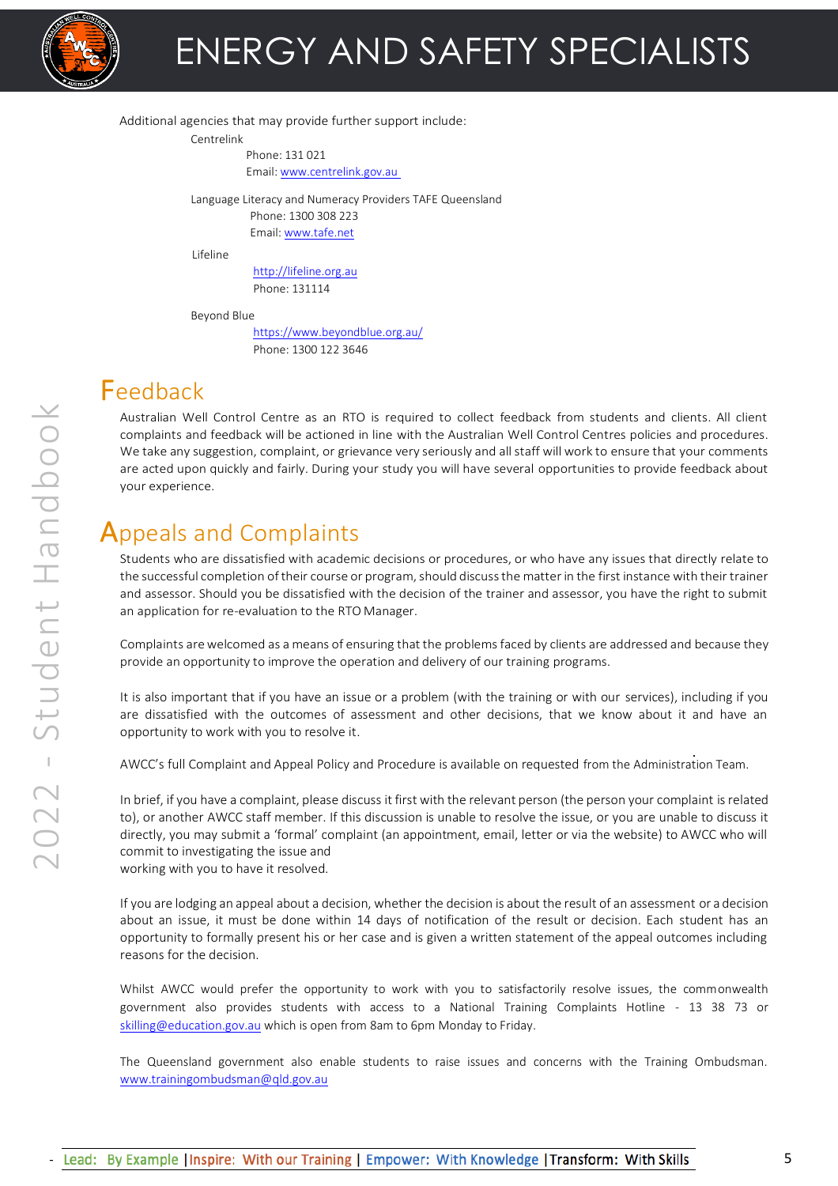Additional agencies that may provide further support include:

Centrelink

Phone: 131 021

Email: www.centrelink.gov.au

Language Literacy and Numeracy Providers TAFE Queensland

Phone: 1300 308 223

Email: www.tafe.net

Lifeline

http://lifeline.org.au

Phone: 131114

Beyond Blue

https://www.beyondblue.org.au/

Phone: 1300 122 3646

# Feedback

Australian Well Control Centre as an RTO is required to collect feedback from students and clients. All client complaints and feedback will be actioned in line with the Australian Well Control Centres policies and procedures. We take any suggestion, complaint, or grievance very seriously and all staff will work to ensure that your comments are acted upon quickly and fairly. During your study you will have several opportunities to provide feedback about your experience.

# Appeals and Complaints

Students who are dissatisfied with academic decisions or procedures, or who have any issues that directly relate to the successful completion of their course or program, should discuss the matter in the first instance with their trainer and assessor. Should you be dissatisfied with the decision of the trainer and assessor, you have the right to submit an application for re-evaluation to the RTO Manager.

Complaints are welcomed as a means of ensuring that the problems faced by clients are addressed and because they provide an opportunity to improve the operation and delivery of our training programs.

It is also important that if you have an issue or a problem (with the training or with our services), including if you are dissatisfied with the outcomes of assessment and other decisions, that we know about it and have an opportunity to work with you to resolve it.

AWCC's full Complaint and Appeal Policy and Procedure is available on requested from the Administration Team.

In brief, if you have a complaint, please discuss it first with the relevant person (the person your complaint is related to), or another AWCC staff member. If this discussion is unable to resolve the issue, or you are unable to discuss it directly, you may submit a 'formal' complaint (an appointment, email, letter or via the website) to AWCC who will commit to investigating the issue and
working with you to have it resolved.

If you are lodging an appeal about a decision, whether the decision is about the result of an assessment or a decision about an issue, it must be done within 14 days of notification of the result or decision. Each student has an opportunity to formally present his or her case and is given a written statement of the appeal outcomes including reasons for the decision.

Whilst AWCC would prefer the opportunity to work with you to satisfactorily resolve issues, the commonwealth government also provides students with access to a National Training Complaints Hotline - 13 38 73 or skilling@education.gov.au which is open from 8am to 6pm Monday to Friday.

The Queensland government also enable students to raise issues and concerns with the Training Ombudsman. www.trainingombudsman@qld.gov.au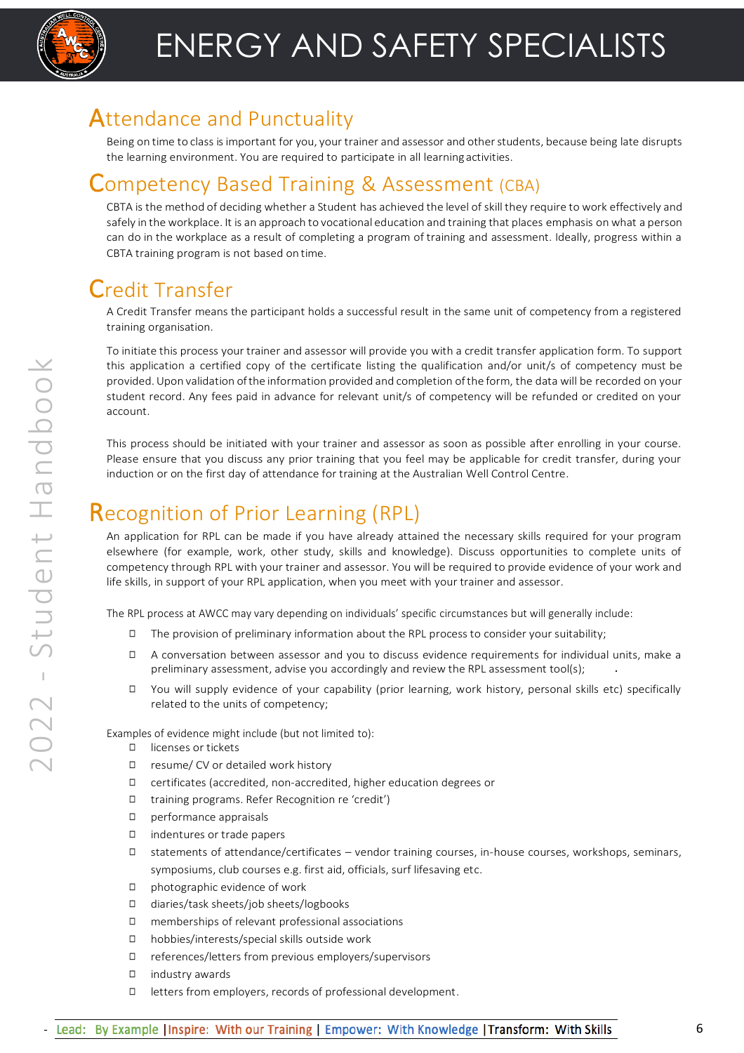## Attendance and Punctuality

Being on time to class is important for you, your trainer and assessor and other students, because being late disrupts the learning environment. You are required to participate in all learning activities.

## Competency Based Training & Assessment (CBA)

CBTA is the method of deciding whether a Student has achieved the level of skill they require to work effectively and safely in the workplace. It is an approach to vocational education and training that places emphasis on what a person can do in the workplace as a result of completing a program of training and assessment. Ideally, progress within a CBTA training program is not based on time.

## Credit Transfer

A Credit Transfer means the participant holds a successful result in the same unit of competency from a registered training organisation.

To initiate this process your trainer and assessor will provide you with a credit transfer application form. To support this application a certified copy of the certificate listing the qualification and/or unit/s of competency must be provided. Upon validation of the information provided and completion of the form, the data will be recorded on your student record. Any fees paid in advance for relevant unit/s of competency will be refunded or credited on your account.

This process should be initiated with your trainer and assessor as soon as possible after enrolling in your course. Please ensure that you discuss any prior training that you feel may be applicable for credit transfer, during your induction or on the first day of attendance for training at the Australian Well Control Centre.

## Recognition of Prior Learning (RPL)

An application for RPL can be made if you have already attained the necessary skills required for your program elsewhere (for example, work, other study, skills and knowledge). Discuss opportunities to complete units of competency through RPL with your trainer and assessor. You will be required to provide evidence of your work and life skills, in support of your RPL application, when you meet with your trainer and assessor.

The RPL process at AWCC may vary depending on individuals' specific circumstances but will generally include:

- The provision of preliminary information about the RPL process to consider your suitability;
- A conversation between assessor and you to discuss evidence requirements for individual units, make a preliminary assessment, advise you accordingly and review the RPL assessment tool(s);
- You will supply evidence of your capability (prior learning, work history, personal skills etc) specifically related to the units of competency;

Examples of evidence might include (but not limited to):

- licenses or tickets
- resume/ CV or detailed work history
- certificates (accredited, non-accredited, higher education degrees or
- training programs. Refer Recognition re 'credit')
- performance appraisals
- indentures or trade papers
- statements of attendance/certificates – vendor training courses, in-house courses, workshops, seminars, symposiums, club courses e.g. first aid, officials, surf lifesaving etc.
- photographic evidence of work
- diaries/task sheets/job sheets/logbooks
- memberships of relevant professional associations
- hobbies/interests/special skills outside work
- references/letters from previous employers/supervisors
- industry awards
- letters from employers, records of professional development.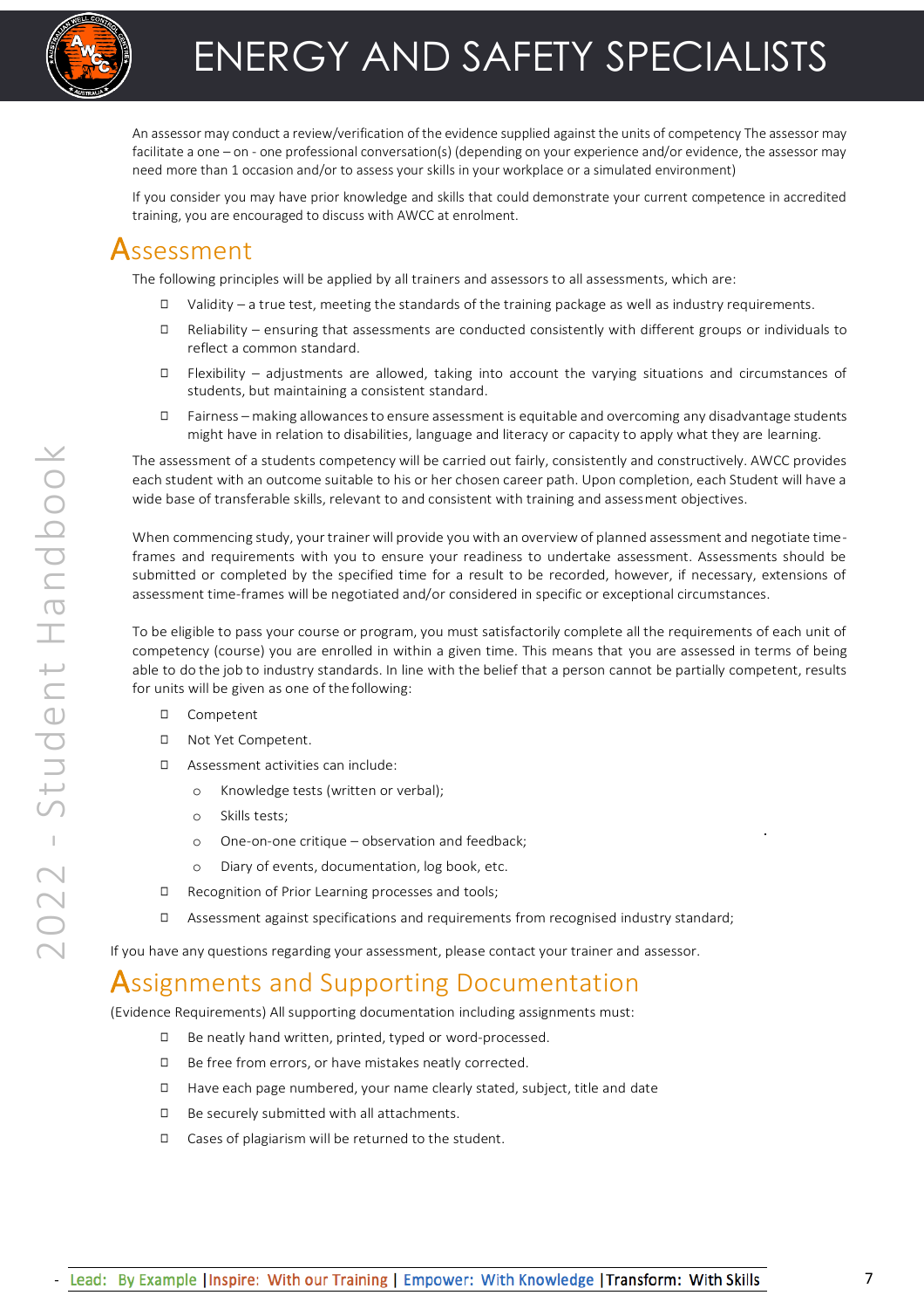An assessor may conduct a review/verification of the evidence supplied against the units of competency The assessor may facilitate a one – on - one professional conversation(s) (depending on your experience and/or evidence, the assessor may need more than 1 occasion and/or to assess your skills in your workplace or a simulated environment)

If you consider you may have prior knowledge and skills that could demonstrate your current competence in accredited training, you are encouraged to discuss with AWCC at enrolment.

## Assessment

The following principles will be applied by all trainers and assessors to all assessments, which are:

- Validity – a true test, meeting the standards of the training package as well as industry requirements.
- Reliability – ensuring that assessments are conducted consistently with different groups or individuals to reflect a common standard.
- Flexibility – adjustments are allowed, taking into account the varying situations and circumstances of students, but maintaining a consistent standard.
- Fairness – making allowances to ensure assessment is equitable and overcoming any disadvantage students might have in relation to disabilities, language and literacy or capacity to apply what they are learning.

The assessment of a students competency will be carried out fairly, consistently and constructively. AWCC provides each student with an outcome suitable to his or her chosen career path. Upon completion, each Student will have a wide base of transferable skills, relevant to and consistent with training and assessment objectives.

When commencing study, your trainer will provide you with an overview of planned assessment and negotiate time-frames and requirements with you to ensure your readiness to undertake assessment. Assessments should be submitted or completed by the specified time for a result to be recorded, however, if necessary, extensions of assessment time-frames will be negotiated and/or considered in specific or exceptional circumstances.

To be eligible to pass your course or program, you must satisfactorily complete all the requirements of each unit of competency (course) you are enrolled in within a given time. This means that you are assessed in terms of being able to do the job to industry standards. In line with the belief that a person cannot be partially competent, results for units will be given as one of the following:

- Competent
- Not Yet Competent.
- Assessment activities can include:
  - Knowledge tests (written or verbal);
  - Skills tests;
  - One-on-one critique – observation and feedback;
  - Diary of events, documentation, log book, etc.
- Recognition of Prior Learning processes and tools;
- Assessment against specifications and requirements from recognised industry standard;

If you have any questions regarding your assessment, please contact your trainer and assessor.

## Assignments and Supporting Documentation

(Evidence Requirements) All supporting documentation including assignments must:

- Be neatly hand written, printed, typed or word-processed.
- Be free from errors, or have mistakes neatly corrected.
- Have each page numbered, your name clearly stated, subject, title and date
- Be securely submitted with all attachments.
- Cases of plagiarism will be returned to the student.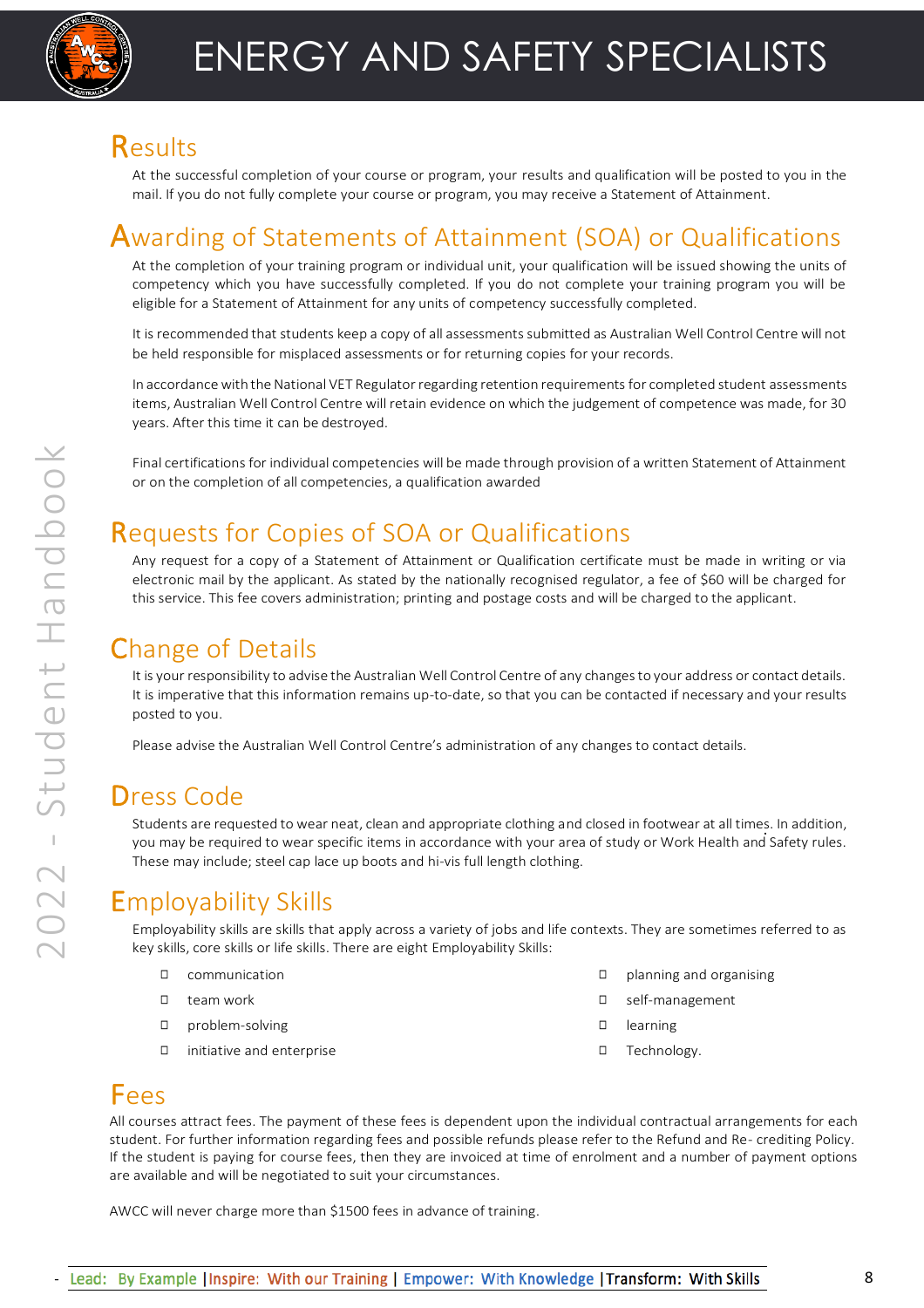## Results

At the successful completion of your course or program, your results and qualification will be posted to you in the mail. If you do not fully complete your course or program, you may receive a Statement of Attainment.

## Awarding of Statements of Attainment (SOA) or Qualifications

At the completion of your training program or individual unit, your qualification will be issued showing the units of competency which you have successfully completed. If you do not complete your training program you will be eligible for a Statement of Attainment for any units of competency successfully completed.

It is recommended that students keep a copy of all assessments submitted as Australian Well Control Centre will not be held responsible for misplaced assessments or for returning copies for your records.

In accordance with the National VET Regulator regarding retention requirements for completed student assessments items, Australian Well Control Centre will retain evidence on which the judgement of competence was made, for 30 years. After this time it can be destroyed.

Final certifications for individual competencies will be made through provision of a written Statement of Attainment or on the completion of all competencies, a qualification awarded

## Requests for Copies of SOA or Qualifications

Any request for a copy of a Statement of Attainment or Qualification certificate must be made in writing or via electronic mail by the applicant. As stated by the nationally recognised regulator, a fee of $60 will be charged for this service. This fee covers administration; printing and postage costs and will be charged to the applicant.

## Change of Details

It is your responsibility to advise the Australian Well Control Centre of any changes to your address or contact details. It is imperative that this information remains up-to-date, so that you can be contacted if necessary and your results posted to you.

Please advise the Australian Well Control Centre's administration of any changes to contact details.

## Dress Code

Students are requested to wear neat, clean and appropriate clothing and closed in footwear at all times. In addition, you may be required to wear specific items in accordance with your area of study or Work Health and Safety rules. These may include; steel cap lace up boots and hi-vis full length clothing.

## Employability Skills

Employability skills are skills that apply across a variety of jobs and life contexts. They are sometimes referred to as key skills, core skills or life skills. There are eight Employability Skills:

- communication
- team work
- problem-solving
- initiative and enterprise
- planning and organising
- self-management
- learning
- Technology.

## Fees

All courses attract fees. The payment of these fees is dependent upon the individual contractual arrangements for each student. For further information regarding fees and possible refunds please refer to the Refund and Re- crediting Policy. If the student is paying for course fees, then they are invoiced at time of enrolment and a number of payment options are available and will be negotiated to suit your circumstances.

AWCC will never charge more than $1500 fees in advance of training.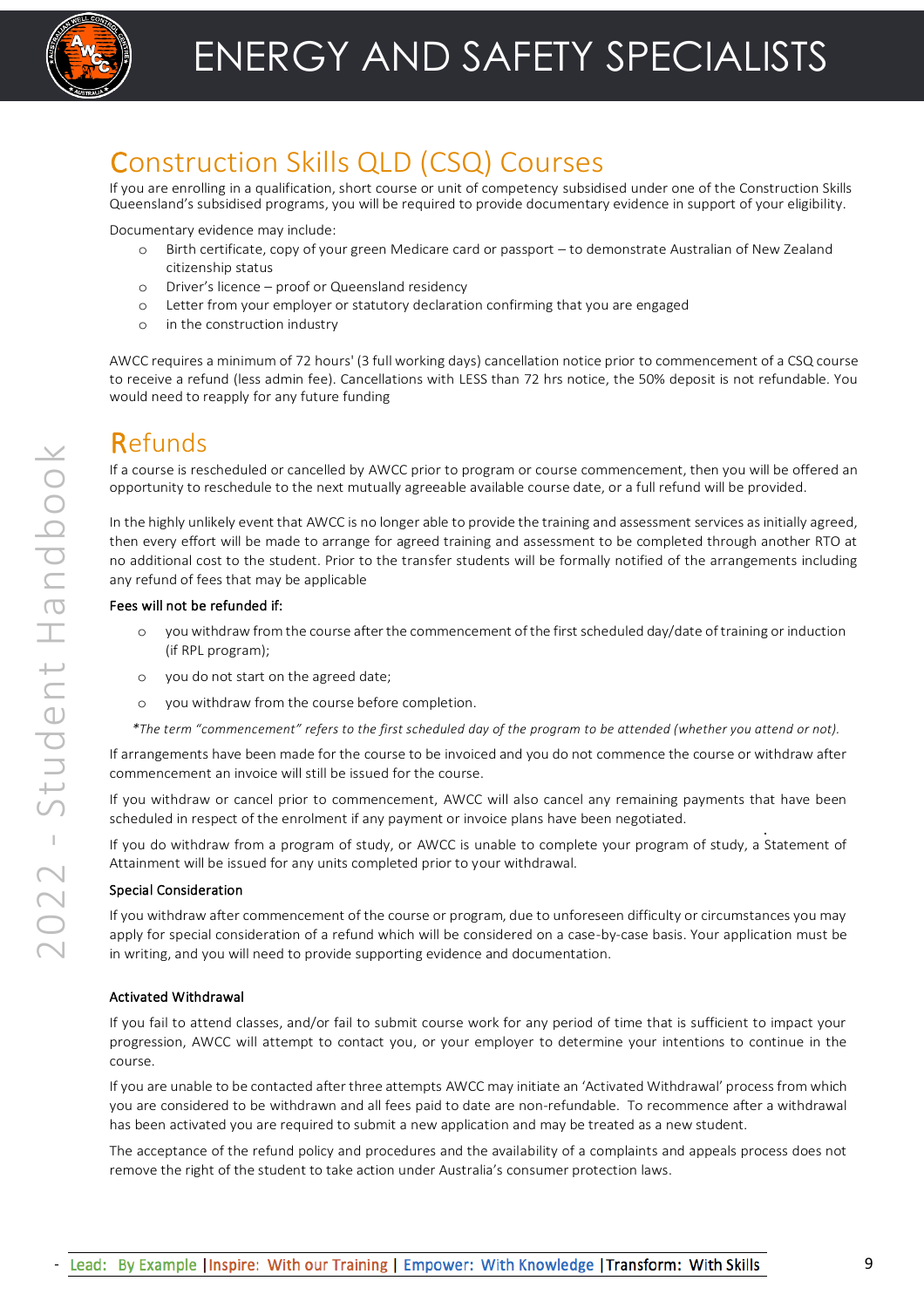## Construction Skills QLD (CSQ) Courses

If you are enrolling in a qualification, short course or unit of competency subsidised under one of the Construction Skills Queensland's subsidised programs, you will be required to provide documentary evidence in support of your eligibility.

Documentary evidence may include:

- Birth certificate, copy of your green Medicare card or passport – to demonstrate Australian of New Zealand citizenship status
- Driver's licence – proof or Queensland residency
- Letter from your employer or statutory declaration confirming that you are engaged
- in the construction industry

AWCC requires a minimum of 72 hours' (3 full working days) cancellation notice prior to commencement of a CSQ course to receive a refund (less admin fee). Cancellations with LESS than 72 hrs notice, the 50% deposit is not refundable. You would need to reapply for any future funding

## Refunds

If a course is rescheduled or cancelled by AWCC prior to program or course commencement, then you will be offered an opportunity to reschedule to the next mutually agreeable available course date, or a full refund will be provided.

In the highly unlikely event that AWCC is no longer able to provide the training and assessment services as initially agreed, then every effort will be made to arrange for agreed training and assessment to be completed through another RTO at no additional cost to the student. Prior to the transfer students will be formally notified of the arrangements including any refund of fees that may be applicable

**Fees will not be refunded if:**

- you withdraw from the course after the commencement of the first scheduled day/date of training or induction (if RPL program);
- you do not start on the agreed date;
- you withdraw from the course before completion.

*\*The term "commencement" refers to the first scheduled day of the program to be attended (whether you attend or not).*

If arrangements have been made for the course to be invoiced and you do not commence the course or withdraw after commencement an invoice will still be issued for the course.

If you withdraw or cancel prior to commencement, AWCC will also cancel any remaining payments that have been scheduled in respect of the enrolment if any payment or invoice plans have been negotiated.

If you do withdraw from a program of study, or AWCC is unable to complete your program of study, a Statement of Attainment will be issued for any units completed prior to your withdrawal.

**Special Consideration**

If you withdraw after commencement of the course or program, due to unforeseen difficulty or circumstances you may apply for special consideration of a refund which will be considered on a case-by-case basis. Your application must be in writing, and you will need to provide supporting evidence and documentation.

**Activated Withdrawal**

If you fail to attend classes, and/or fail to submit course work for any period of time that is sufficient to impact your progression, AWCC will attempt to contact you, or your employer to determine your intentions to continue in the course.

If you are unable to be contacted after three attempts AWCC may initiate an 'Activated Withdrawal' process from which you are considered to be withdrawn and all fees paid to date are non-refundable. To recommence after a withdrawal has been activated you are required to submit a new application and may be treated as a new student.

The acceptance of the refund policy and procedures and the availability of a complaints and appeals process does not remove the right of the student to take action under Australia's consumer protection laws.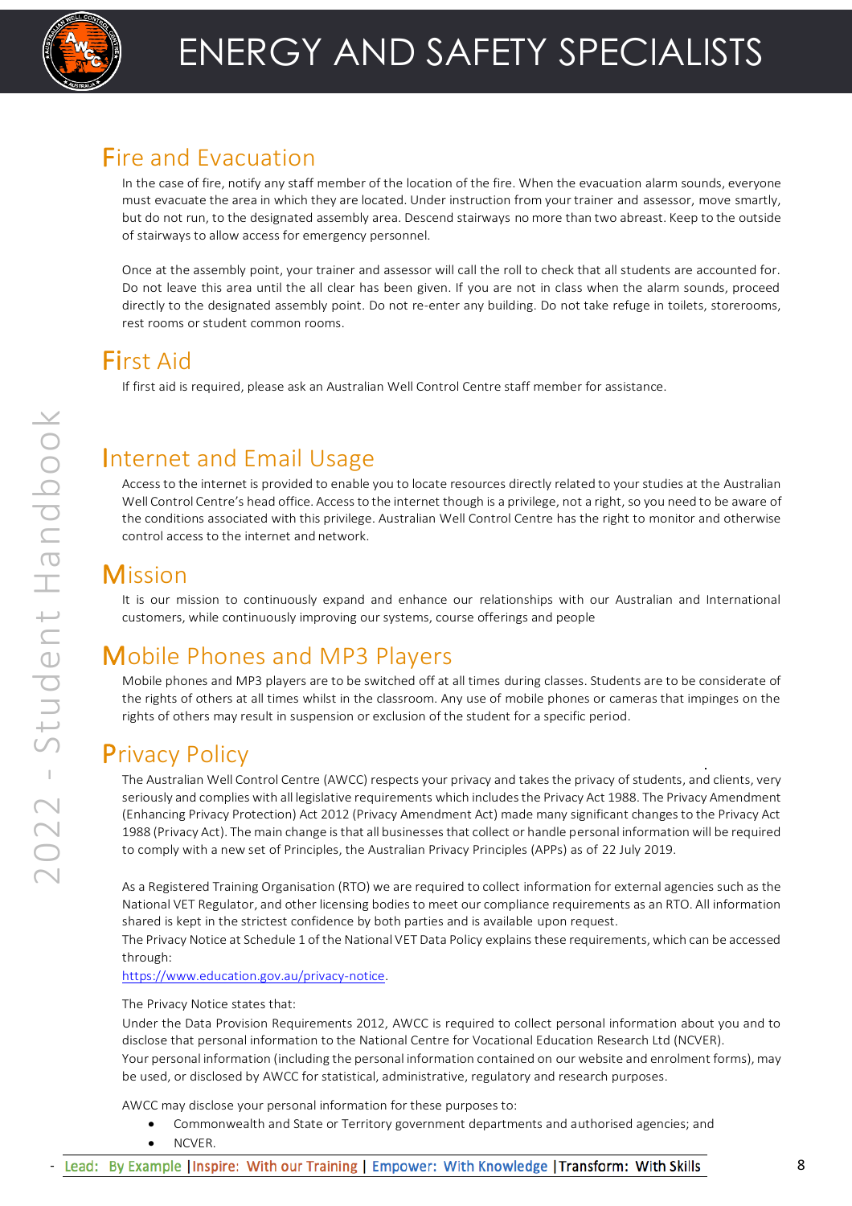## Fire and Evacuation

In the case of fire, notify any staff member of the location of the fire. When the evacuation alarm sounds, everyone must evacuate the area in which they are located. Under instruction from your trainer and assessor, move smartly, but do not run, to the designated assembly area. Descend stairways no more than two abreast. Keep to the outside of stairways to allow access for emergency personnel.

Once at the assembly point, your trainer and assessor will call the roll to check that all students are accounted for. Do not leave this area until the all clear has been given. If you are not in class when the alarm sounds, proceed directly to the designated assembly point. Do not re-enter any building. Do not take refuge in toilets, storerooms, rest rooms or student common rooms.

## First Aid

If first aid is required, please ask an Australian Well Control Centre staff member for assistance.

## Internet and Email Usage

Access to the internet is provided to enable you to locate resources directly related to your studies at the Australian Well Control Centre's head office. Access to the internet though is a privilege, not a right, so you need to be aware of the conditions associated with this privilege. Australian Well Control Centre has the right to monitor and otherwise control access to the internet and network.

## Mission

It is our mission to continuously expand and enhance our relationships with our Australian and International customers, while continuously improving our systems, course offerings and people

## Mobile Phones and MP3 Players

Mobile phones and MP3 players are to be switched off at all times during classes. Students are to be considerate of the rights of others at all times whilst in the classroom. Any use of mobile phones or cameras that impinges on the rights of others may result in suspension or exclusion of the student for a specific period.

## Privacy Policy

The Australian Well Control Centre (AWCC) respects your privacy and takes the privacy of students, and clients, very seriously and complies with all legislative requirements which includes the Privacy Act 1988. The Privacy Amendment (Enhancing Privacy Protection) Act 2012 (Privacy Amendment Act) made many significant changes to the Privacy Act 1988 (Privacy Act). The main change is that all businesses that collect or handle personal information will be required to comply with a new set of Principles, the Australian Privacy Principles (APPs) as of 22 July 2019.

As a Registered Training Organisation (RTO) we are required to collect information for external agencies such as the National VET Regulator, and other licensing bodies to meet our compliance requirements as an RTO. All information shared is kept in the strictest confidence by both parties and is available upon request.
The Privacy Notice at Schedule 1 of the National VET Data Policy explains these requirements, which can be accessed through:
https://www.education.gov.au/privacy-notice.

The Privacy Notice states that:
Under the Data Provision Requirements 2012, AWCC is required to collect personal information about you and to disclose that personal information to the National Centre for Vocational Education Research Ltd (NCVER).
Your personal information (including the personal information contained on our website and enrolment forms), may be used, or disclosed by AWCC for statistical, administrative, regulatory and research purposes.

AWCC may disclose your personal information for these purposes to:

- Commonwealth and State or Territory government departments and authorised agencies; and
- NCVER.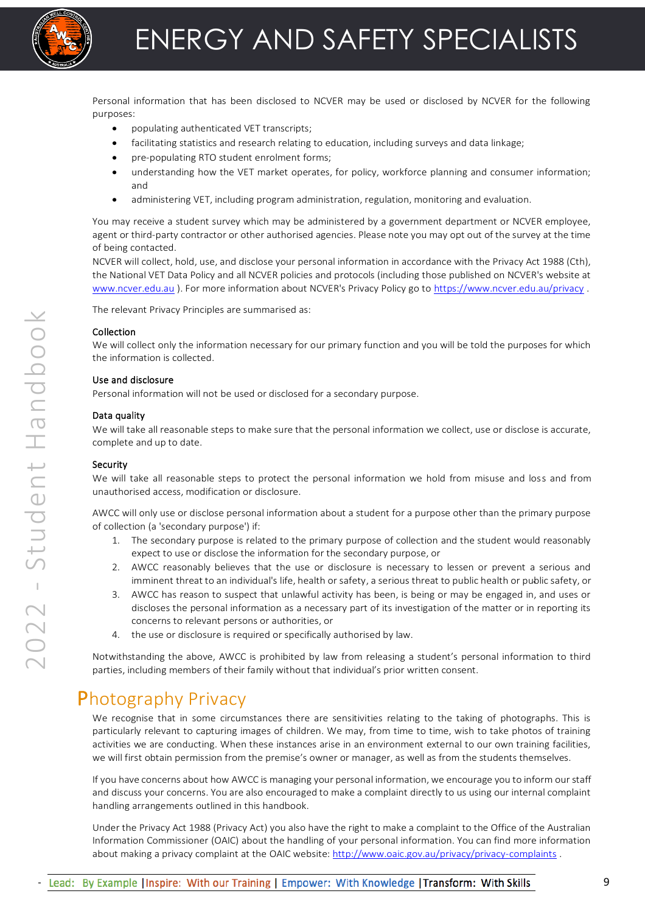Personal information that has been disclosed to NCVER may be used or disclosed by NCVER for the following purposes:

- populating authenticated VET transcripts;
- facilitating statistics and research relating to education, including surveys and data linkage;
- pre-populating RTO student enrolment forms;
- understanding how the VET market operates, for policy, workforce planning and consumer information; and
- administering VET, including program administration, regulation, monitoring and evaluation.

You may receive a student survey which may be administered by a government department or NCVER employee, agent or third-party contractor or other authorised agencies. Please note you may opt out of the survey at the time of being contacted.
NCVER will collect, hold, use, and disclose your personal information in accordance with the Privacy Act 1988 (Cth), the National VET Data Policy and all NCVER policies and protocols (including those published on NCVER's website at www.ncver.edu.au ). For more information about NCVER's Privacy Policy go to https://www.ncver.edu.au/privacy .

The relevant Privacy Principles are summarised as:

**Collection**
We will collect only the information necessary for our primary function and you will be told the purposes for which the information is collected.

**Use and disclosure**
Personal information will not be used or disclosed for a secondary purpose.

**Data quality**
We will take all reasonable steps to make sure that the personal information we collect, use or disclose is accurate, complete and up to date.

**Security**
We will take all reasonable steps to protect the personal information we hold from misuse and loss and from unauthorised access, modification or disclosure.

AWCC will only use or disclose personal information about a student for a purpose other than the primary purpose of collection (a 'secondary purpose') if:

1. The secondary purpose is related to the primary purpose of collection and the student would reasonably expect to use or disclose the information for the secondary purpose, or
2. AWCC reasonably believes that the use or disclosure is necessary to lessen or prevent a serious and imminent threat to an individual's life, health or safety, a serious threat to public health or public safety, or
3. AWCC has reason to suspect that unlawful activity has been, is being or may be engaged in, and uses or discloses the personal information as a necessary part of its investigation of the matter or in reporting its concerns to relevant persons or authorities, or
4. the use or disclosure is required or specifically authorised by law.

Notwithstanding the above, AWCC is prohibited by law from releasing a student's personal information to third parties, including members of their family without that individual's prior written consent.

## Photography Privacy

We recognise that in some circumstances there are sensitivities relating to the taking of photographs. This is particularly relevant to capturing images of children. We may, from time to time, wish to take photos of training activities we are conducting. When these instances arise in an environment external to our own training facilities, we will first obtain permission from the premise's owner or manager, as well as from the students themselves.

If you have concerns about how AWCC is managing your personal information, we encourage you to inform our staff and discuss your concerns. You are also encouraged to make a complaint directly to us using our internal complaint handling arrangements outlined in this handbook.

Under the Privacy Act 1988 (Privacy Act) you also have the right to make a complaint to the Office of the Australian Information Commissioner (OAIC) about the handling of your personal information. You can find more information about making a privacy complaint at the OAIC website: http://www.oaic.gov.au/privacy/privacy-complaints .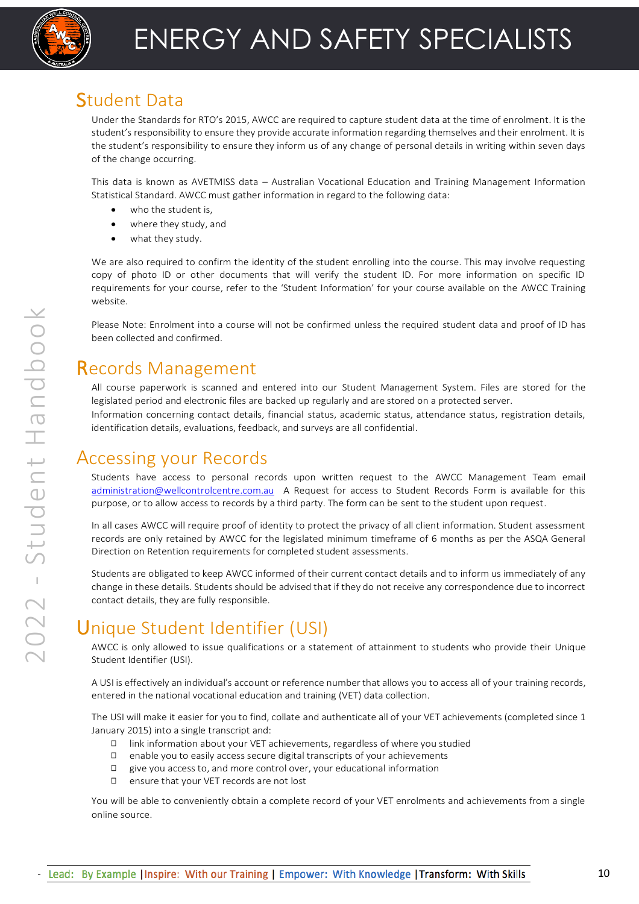## Student Data

Under the Standards for RTO's 2015, AWCC are required to capture student data at the time of enrolment. It is the student's responsibility to ensure they provide accurate information regarding themselves and their enrolment. It is the student's responsibility to ensure they inform us of any change of personal details in writing within seven days of the change occurring.

This data is known as AVETMISS data – Australian Vocational Education and Training Management Information Statistical Standard. AWCC must gather information in regard to the following data:

- who the student is,
- where they study, and
- what they study.

We are also required to confirm the identity of the student enrolling into the course. This may involve requesting copy of photo ID or other documents that will verify the student ID. For more information on specific ID requirements for your course, refer to the 'Student Information' for your course available on the AWCC Training website.

Please Note: Enrolment into a course will not be confirmed unless the required student data and proof of ID has been collected and confirmed.

## Records Management

All course paperwork is scanned and entered into our Student Management System. Files are stored for the legislated period and electronic files are backed up regularly and are stored on a protected server.
Information concerning contact details, financial status, academic status, attendance status, registration details, identification details, evaluations, feedback, and surveys are all confidential.

## Accessing your Records

Students have access to personal records upon written request to the AWCC Management Team email administration@wellcontrolcentre.com.au A Request for access to Student Records Form is available for this purpose, or to allow access to records by a third party. The form can be sent to the student upon request.

In all cases AWCC will require proof of identity to protect the privacy of all client information. Student assessment records are only retained by AWCC for the legislated minimum timeframe of 6 months as per the ASQA General Direction on Retention requirements for completed student assessments.

Students are obligated to keep AWCC informed of their current contact details and to inform us immediately of any change in these details. Students should be advised that if they do not receive any correspondence due to incorrect contact details, they are fully responsible.

## Unique Student Identifier (USI)

AWCC is only allowed to issue qualifications or a statement of attainment to students who provide their Unique Student Identifier (USI).

A USI is effectively an individual's account or reference number that allows you to access all of your training records, entered in the national vocational education and training (VET) data collection.

The USI will make it easier for you to find, collate and authenticate all of your VET achievements (completed since 1 January 2015) into a single transcript and:

- link information about your VET achievements, regardless of where you studied
- enable you to easily access secure digital transcripts of your achievements
- give you access to, and more control over, your educational information
- ensure that your VET records are not lost

You will be able to conveniently obtain a complete record of your VET enrolments and achievements from a single online source.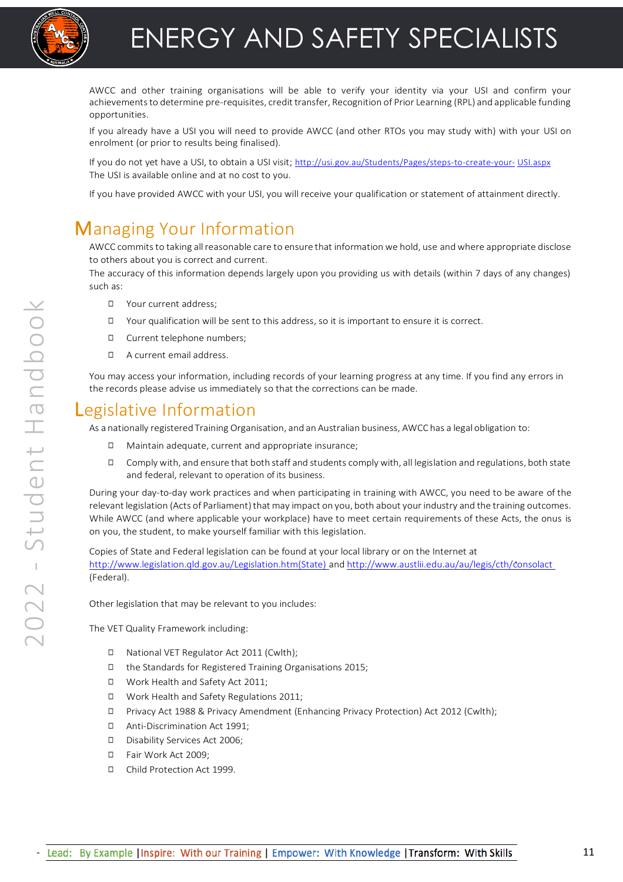AWCC and other training organisations will be able to verify your identity via your USI and confirm your achievements to determine pre-requisites, credit transfer, Recognition of Prior Learning (RPL) and applicable funding opportunities.

If you already have a USI you will need to provide AWCC (and other RTOs you may study with) with your USI on enrolment (or prior to results being finalised).

If you do not yet have a USI, to obtain a USI visit; http://usi.gov.au/Students/Pages/steps-to-create-your- USI.aspx
The USI is available online and at no cost to you.

If you have provided AWCC with your USI, you will receive your qualification or statement of attainment directly.

## Managing Your Information

AWCC commits to taking all reasonable care to ensure that information we hold, use and where appropriate disclose to others about you is correct and current.
The accuracy of this information depends largely upon you providing us with details (within 7 days of any changes) such as:

- Your current address;
- Your qualification will be sent to this address, so it is important to ensure it is correct.
- Current telephone numbers;
- A current email address.

You may access your information, including records of your learning progress at any time. If you find any errors in the records please advise us immediately so that the corrections can be made.

## Legislative Information

As a nationally registered Training Organisation, and an Australian business, AWCC has a legal obligation to:

- Maintain adequate, current and appropriate insurance;
- Comply with, and ensure that both staff and students comply with, all legislation and regulations, both state and federal, relevant to operation of its business.

During your day-to-day work practices and when participating in training with AWCC, you need to be aware of the relevant legislation (Acts of Parliament) that may impact on you, both about your industry and the training outcomes. While AWCC (and where applicable your workplace) have to meet certain requirements of these Acts, the onus is on you, the student, to make yourself familiar with this legislation.

Copies of State and Federal legislation can be found at your local library or on the Internet at http://www.legislation.qld.gov.au/Legislation.htm(State) and http://www.austlii.edu.au/au/legis/cth/consolact (Federal).

Other legislation that may be relevant to you includes:

The VET Quality Framework including:

- National VET Regulator Act 2011 (Cwlth);
- the Standards for Registered Training Organisations 2015;
- Work Health and Safety Act 2011;
- Work Health and Safety Regulations 2011;
- Privacy Act 1988 & Privacy Amendment (Enhancing Privacy Protection) Act 2012 (Cwlth);
- Anti-Discrimination Act 1991;
- Disability Services Act 2006;
- Fair Work Act 2009;
- Child Protection Act 1999.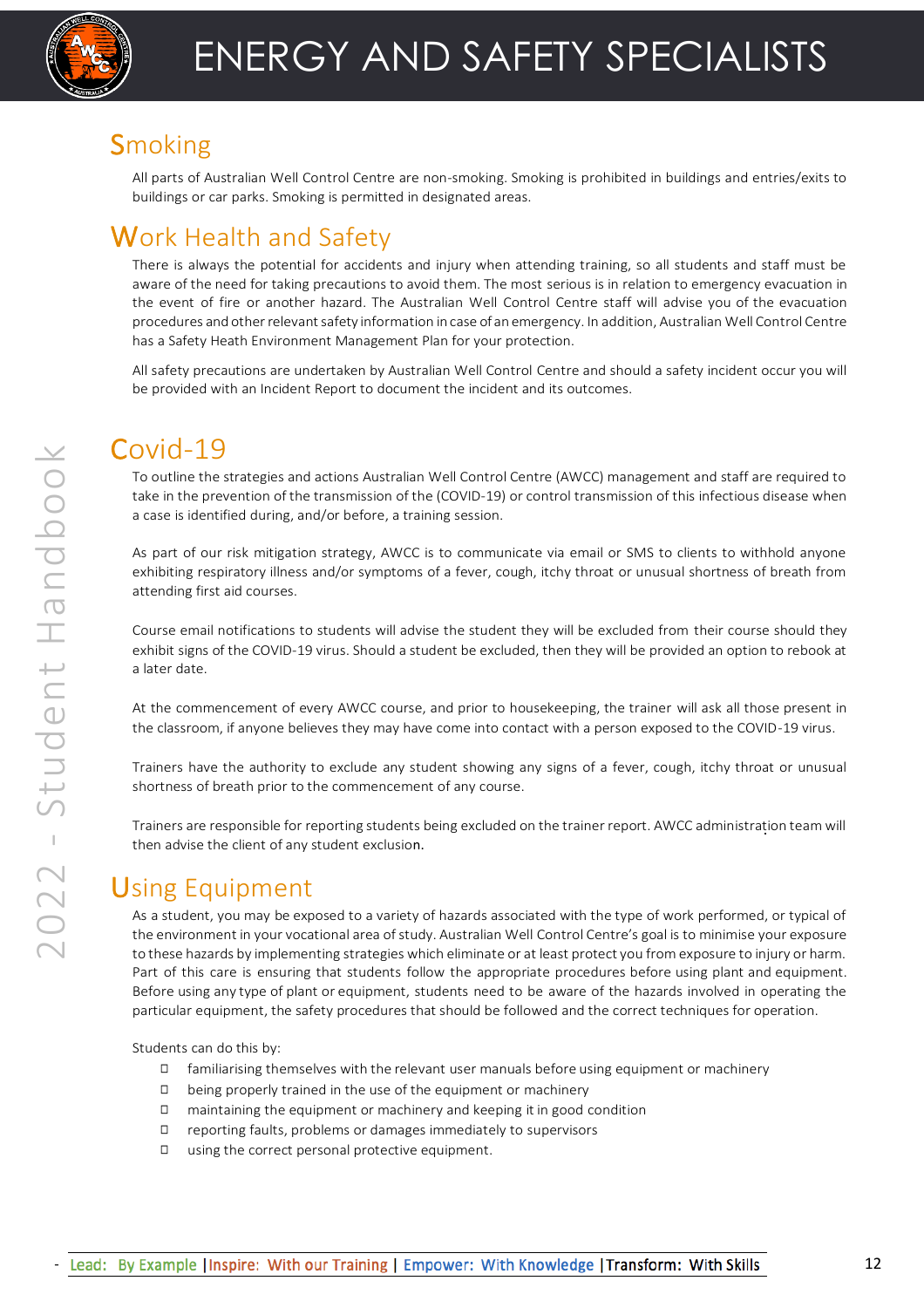## Smoking

All parts of Australian Well Control Centre are non-smoking. Smoking is prohibited in buildings and entries/exits to buildings or car parks. Smoking is permitted in designated areas.

## Work Health and Safety

There is always the potential for accidents and injury when attending training, so all students and staff must be aware of the need for taking precautions to avoid them. The most serious is in relation to emergency evacuation in the event of fire or another hazard. The Australian Well Control Centre staff will advise you of the evacuation procedures and other relevant safety information in case of an emergency. In addition, Australian Well Control Centre has a Safety Heath Environment Management Plan for your protection.

All safety precautions are undertaken by Australian Well Control Centre and should a safety incident occur you will be provided with an Incident Report to document the incident and its outcomes.

## Covid-19

To outline the strategies and actions Australian Well Control Centre (AWCC) management and staff are required to take in the prevention of the transmission of the (COVID-19) or control transmission of this infectious disease when a case is identified during, and/or before, a training session.

As part of our risk mitigation strategy, AWCC is to communicate via email or SMS to clients to withhold anyone exhibiting respiratory illness and/or symptoms of a fever, cough, itchy throat or unusual shortness of breath from attending first aid courses.

Course email notifications to students will advise the student they will be excluded from their course should they exhibit signs of the COVID-19 virus. Should a student be excluded, then they will be provided an option to rebook at a later date.

At the commencement of every AWCC course, and prior to housekeeping, the trainer will ask all those present in the classroom, if anyone believes they may have come into contact with a person exposed to the COVID-19 virus.

Trainers have the authority to exclude any student showing any signs of a fever, cough, itchy throat or unusual shortness of breath prior to the commencement of any course.

Trainers are responsible for reporting students being excluded on the trainer report. AWCC administration team will then advise the client of any student exclusion.

## Using Equipment

As a student, you may be exposed to a variety of hazards associated with the type of work performed, or typical of the environment in your vocational area of study. Australian Well Control Centre's goal is to minimise your exposure to these hazards by implementing strategies which eliminate or at least protect you from exposure to injury or harm. Part of this care is ensuring that students follow the appropriate procedures before using plant and equipment. Before using any type of plant or equipment, students need to be aware of the hazards involved in operating the particular equipment, the safety procedures that should be followed and the correct techniques for operation.

Students can do this by:

- familiarising themselves with the relevant user manuals before using equipment or machinery
- being properly trained in the use of the equipment or machinery
- maintaining the equipment or machinery and keeping it in good condition
- reporting faults, problems or damages immediately to supervisors
- using the correct personal protective equipment.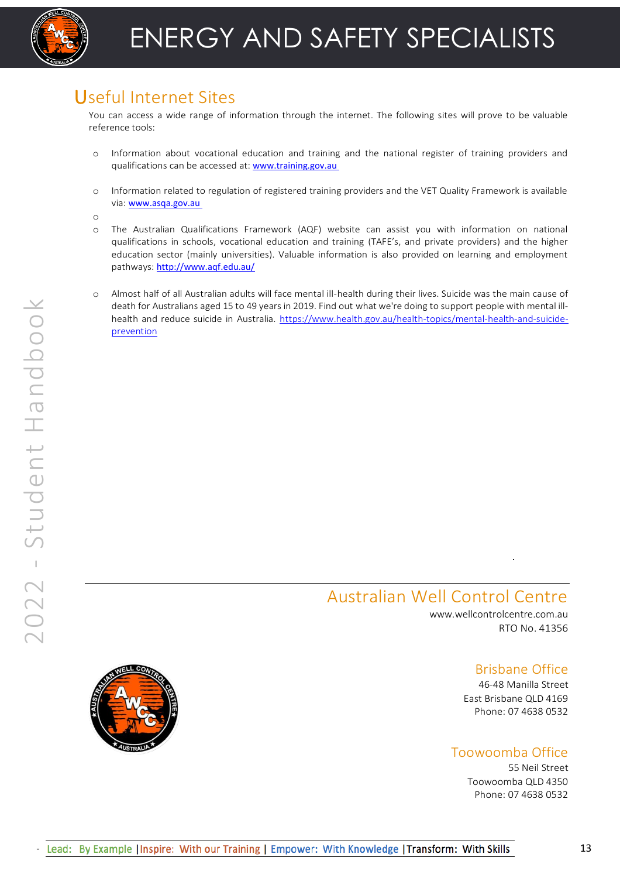## Useful Internet Sites

You can access a wide range of information through the internet. The following sites will prove to be valuable reference tools:

- Information about vocational education and training and the national register of training providers and qualifications can be accessed at: www.training.gov.au
- Information related to regulation of registered training providers and the VET Quality Framework is available via: www.asqa.gov.au
- The Australian Qualifications Framework (AQF) website can assist you with information on national qualifications in schools, vocational education and training (TAFE's, and private providers) and the higher education sector (mainly universities). Valuable information is also provided on learning and employment pathways: http://www.aqf.edu.au/
- Almost half of all Australian adults will face mental ill-health during their lives. Suicide was the main cause of death for Australians aged 15 to 49 years in 2019. Find out what we're doing to support people with mental ill-health and reduce suicide in Australia. https://www.health.gov.au/health-topics/mental-health-and-suicide-prevention

---

## Australian Well Control Centre

www.wellcontrolcentre.com.au
RTO No. 41356

### Brisbane Office

46-48 Manilla Street
East Brisbane QLD 4169
Phone: 07 4638 0532

### Toowoomba Office

55 Neil Street
Toowoomba QLD 4350
Phone: 07 4638 0532